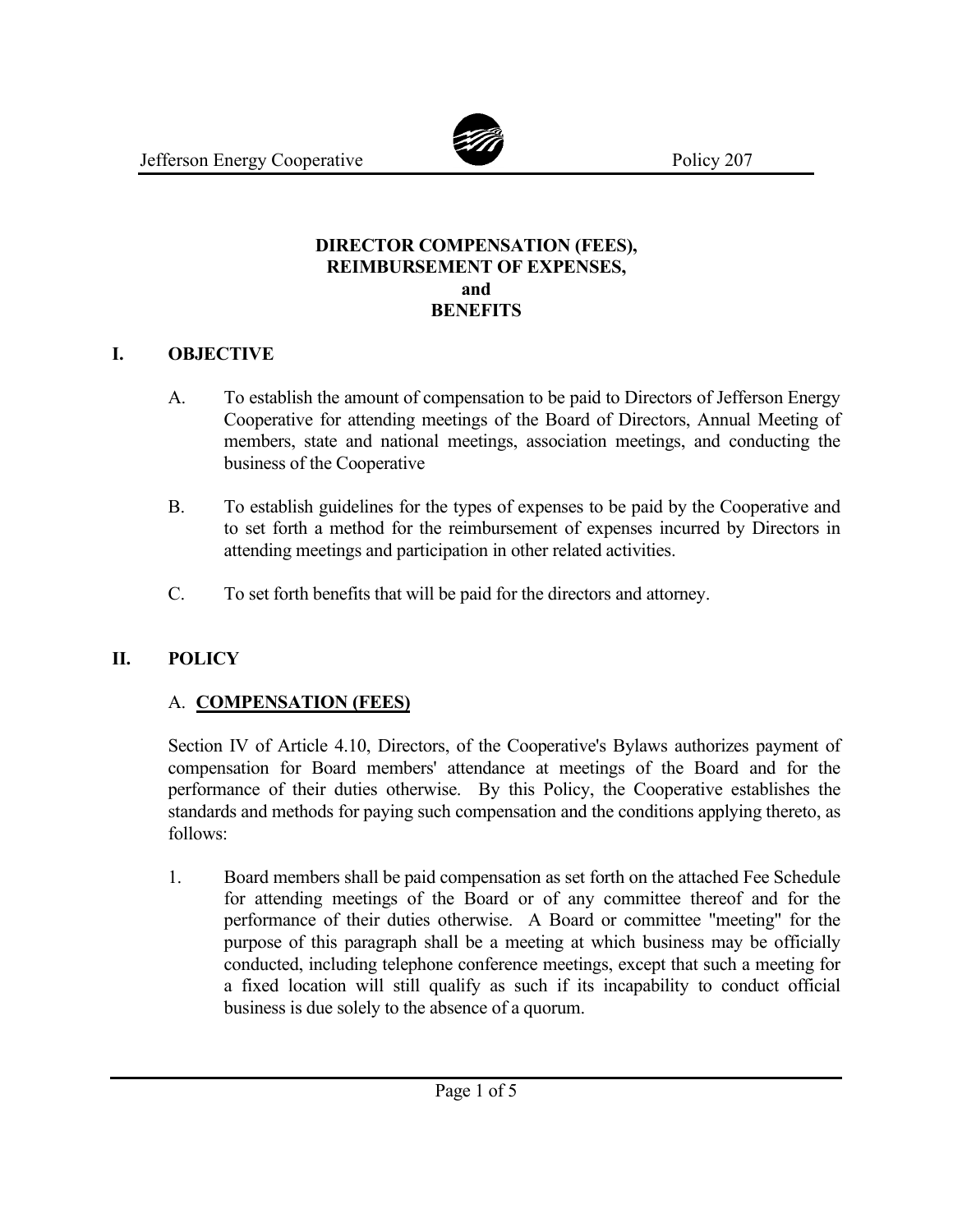# DIRECTOR COMPENSATION (FEES), REIMBURSEMENT OF EXPENSES, and BENEFITS

## I. OBJECTIVE

A. To establish the amount of compensation to be paid to Directors of Jefferson Energy Cooperative for attending meetings of the Board of Directors, Annual Meeting of members, state and national meetings, association meetings, and conducting the business of the Cooperative

B. To establish guidelines for the types of expenses to be paid by the Cooperative and to set forth a method for the reimbursement of expenses incurred by Directors in attending meetings and participation in other related activities.

C. To set forth benefits that will be paid for the directors and attorney.

## II. POLICY

### A. COMPENSATION (FEES)

Section IV of Article 4.10, Directors, of the Cooperative's Bylaws authorizes payment of compensation for Board members' attendance at meetings of the Board and for the performance of their duties otherwise. By this Policy, the Cooperative establishes the standards and methods for paying such compensation and the conditions applying thereto, as follows:

1. Board members shall be paid compensation as set forth on the attached Fee Schedule for attending meetings of the Board or of any committee thereof and for the performance of their duties otherwise. A Board or committee "meeting" for the purpose of this paragraph shall be a meeting at which business may be officially conducted, including telephone conference meetings, except that such a meeting for a fixed location will still qualify as such if its incapability to conduct official business is due solely to the absence of a quorum.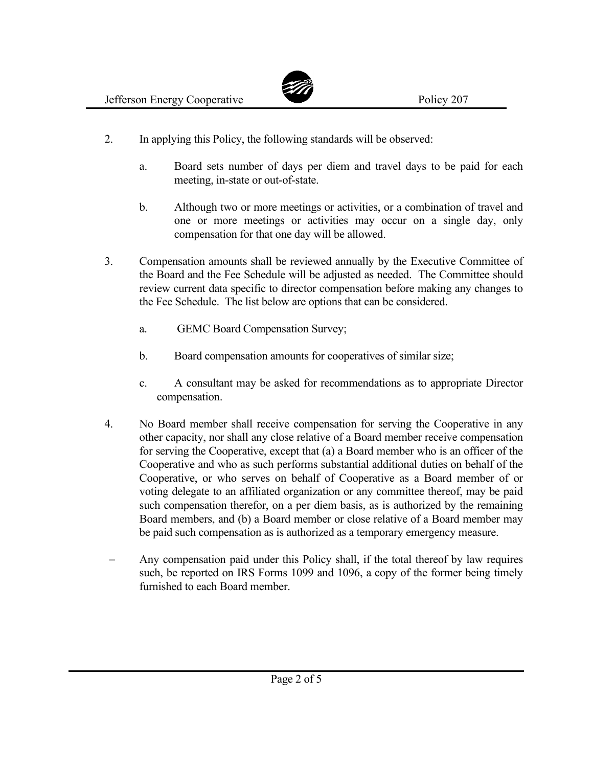2. In applying this Policy, the following standards will be observed:

   a. Board sets number of days per diem and travel days to be paid for each meeting, in-state or out-of-state.

   b. Although two or more meetings or activities, or a combination of travel and one or more meetings or activities may occur on a single day, only compensation for that one day will be allowed.

3. Compensation amounts shall be reviewed annually by the Executive Committee of the Board and the Fee Schedule will be adjusted as needed. The Committee should review current data specific to director compensation before making any changes to the Fee Schedule. The list below are options that can be considered.

   a. GEMC Board Compensation Survey;

   b. Board compensation amounts for cooperatives of similar size;

   c. A consultant may be asked for recommendations as to appropriate Director compensation.

4. No Board member shall receive compensation for serving the Cooperative in any other capacity, nor shall any close relative of a Board member receive compensation for serving the Cooperative, except that (a) a Board member who is an officer of the Cooperative and who as such performs substantial additional duties on behalf of the Cooperative, or who serves on behalf of Cooperative as a Board member of or voting delegate to an affiliated organization or any committee thereof, may be paid such compensation therefor, on a per diem basis, as is authorized by the remaining Board members, and (b) a Board member or close relative of a Board member may be paid such compensation as is authorized as a temporary emergency measure.

– Any compensation paid under this Policy shall, if the total thereof by law requires such, be reported on IRS Forms 1099 and 1096, a copy of the former being timely furnished to each Board member.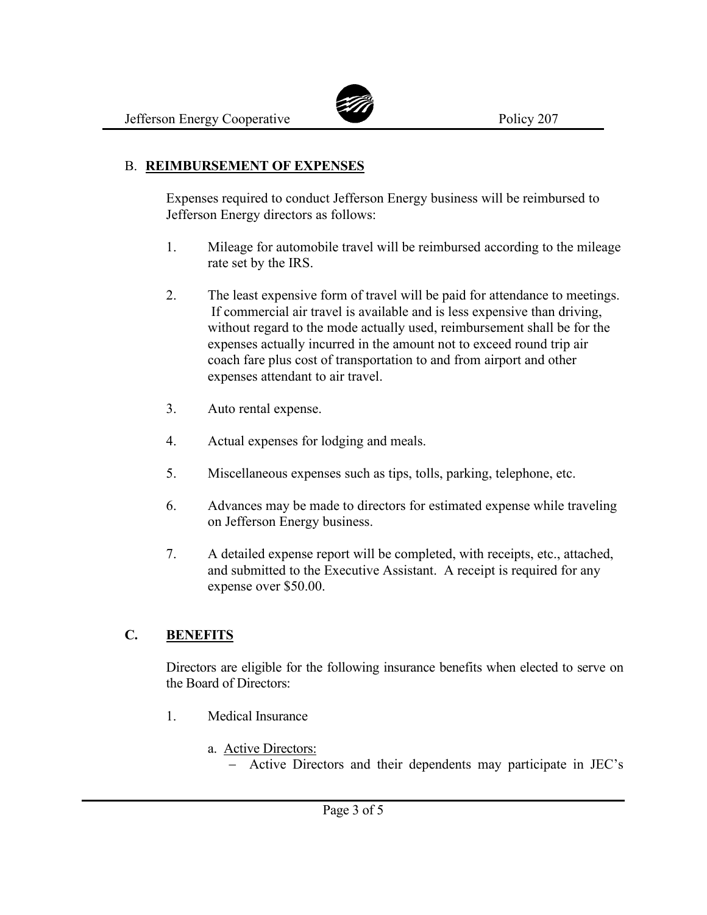## B. **REIMBURSEMENT OF EXPENSES**

Expenses required to conduct Jefferson Energy business will be reimbursed to Jefferson Energy directors as follows:

1. Mileage for automobile travel will be reimbursed according to the mileage rate set by the IRS.

2. The least expensive form of travel will be paid for attendance to meetings. If commercial air travel is available and is less expensive than driving, without regard to the mode actually used, reimbursement shall be for the expenses actually incurred in the amount not to exceed round trip air coach fare plus cost of transportation to and from airport and other expenses attendant to air travel.

3. Auto rental expense.

4. Actual expenses for lodging and meals.

5. Miscellaneous expenses such as tips, tolls, parking, telephone, etc.

6. Advances may be made to directors for estimated expense while traveling on Jefferson Energy business.

7. A detailed expense report will be completed, with receipts, etc., attached, and submitted to the Executive Assistant. A receipt is required for any expense over $50.00.

## C. **BENEFITS**

Directors are eligible for the following insurance benefits when elected to serve on the Board of Directors:

1. Medical Insurance

   a. Active Directors:
      - Active Directors and their dependents may participate in JEC's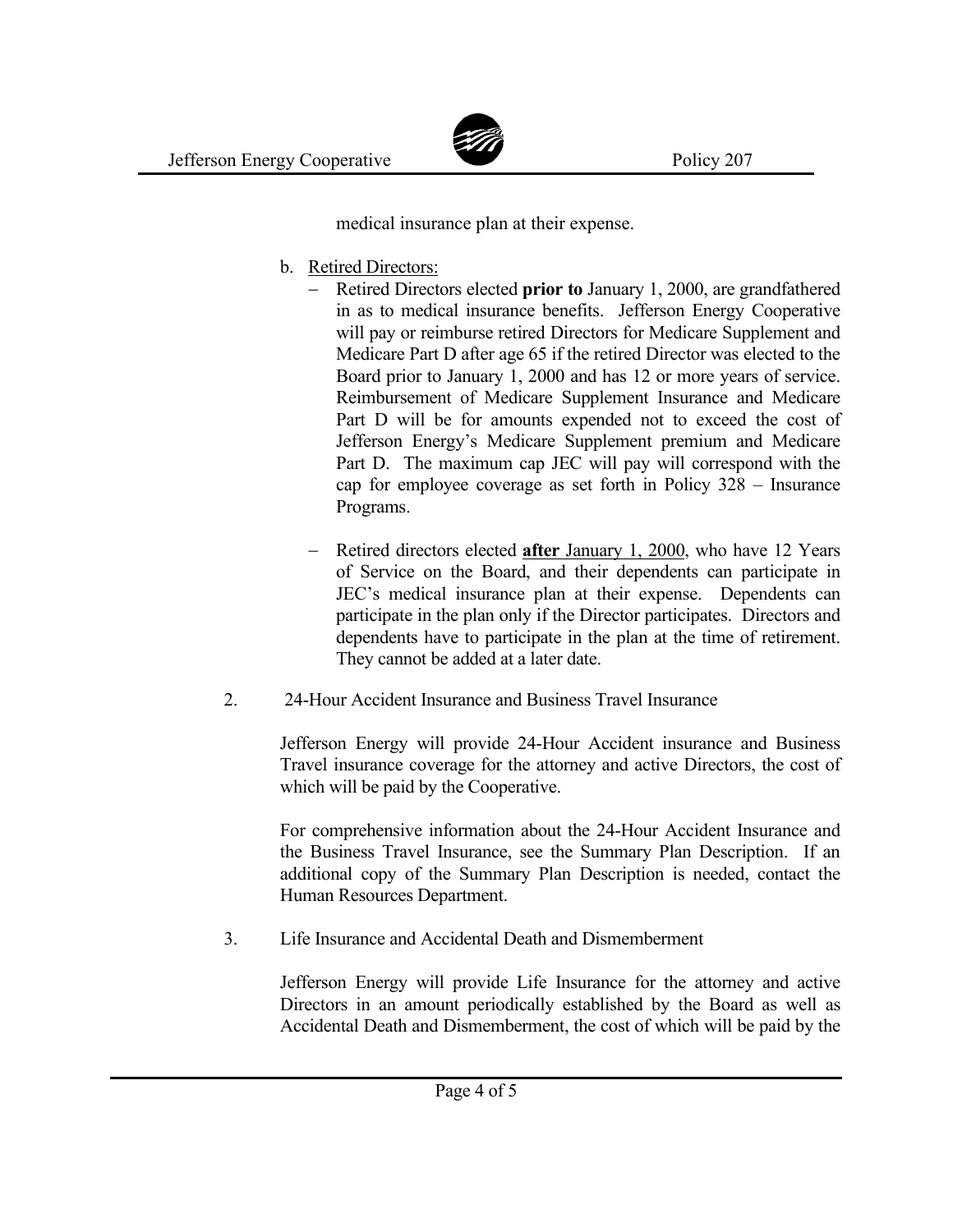medical insurance plan at their expense.

b. <u>Retired Directors:</u>

   - Retired Directors elected **prior to** January 1, 2000, are grandfathered in as to medical insurance benefits. Jefferson Energy Cooperative will pay or reimburse retired Directors for Medicare Supplement and Medicare Part D after age 65 if the retired Director was elected to the Board prior to January 1, 2000 and has 12 or more years of service. Reimbursement of Medicare Supplement Insurance and Medicare Part D will be for amounts expended not to exceed the cost of Jefferson Energy's Medicare Supplement premium and Medicare Part D. The maximum cap JEC will pay will correspond with the cap for employee coverage as set forth in Policy 328 – Insurance Programs.

   - Retired directors elected <u>**after** January 1, 2000</u>, who have 12 Years of Service on the Board, and their dependents can participate in JEC's medical insurance plan at their expense. Dependents can participate in the plan only if the Director participates. Directors and dependents have to participate in the plan at the time of retirement. They cannot be added at a later date.

2. 24-Hour Accident Insurance and Business Travel Insurance

   Jefferson Energy will provide 24-Hour Accident insurance and Business Travel insurance coverage for the attorney and active Directors, the cost of which will be paid by the Cooperative.

   For comprehensive information about the 24-Hour Accident Insurance and the Business Travel Insurance, see the Summary Plan Description. If an additional copy of the Summary Plan Description is needed, contact the Human Resources Department.

3. Life Insurance and Accidental Death and Dismemberment

   Jefferson Energy will provide Life Insurance for the attorney and active Directors in an amount periodically established by the Board as well as Accidental Death and Dismemberment, the cost of which will be paid by the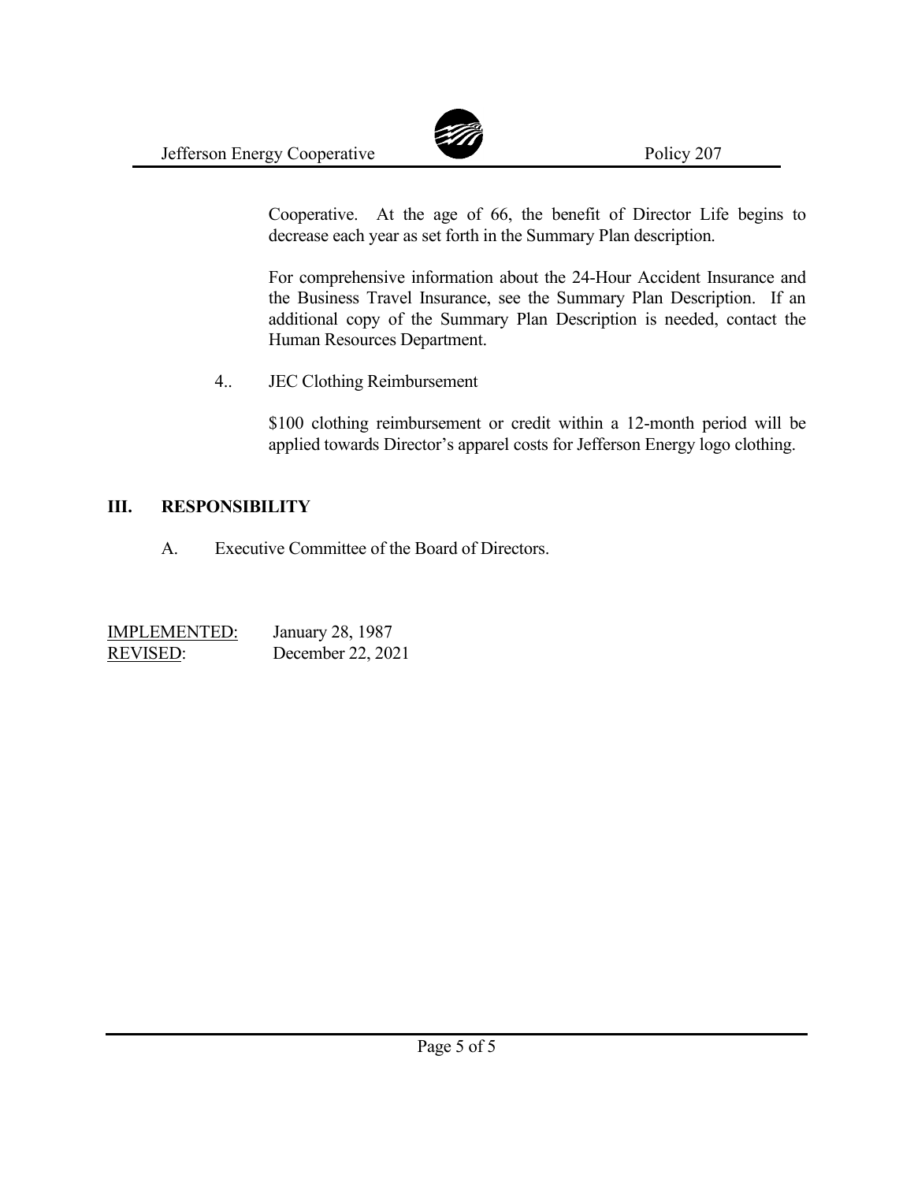Cooperative. At the age of 66, the benefit of Director Life begins to decrease each year as set forth in the Summary Plan description.

For comprehensive information about the 24-Hour Accident Insurance and the Business Travel Insurance, see the Summary Plan Description. If an additional copy of the Summary Plan Description is needed, contact the Human Resources Department.

4.. JEC Clothing Reimbursement

$100 clothing reimbursement or credit within a 12-month period will be applied towards Director's apparel costs for Jefferson Energy logo clothing.

## III. RESPONSIBILITY

A. Executive Committee of the Board of Directors.

<u>IMPLEMENTED:</u> January 28, 1987
<u>REVISED</u>: December 22, 2021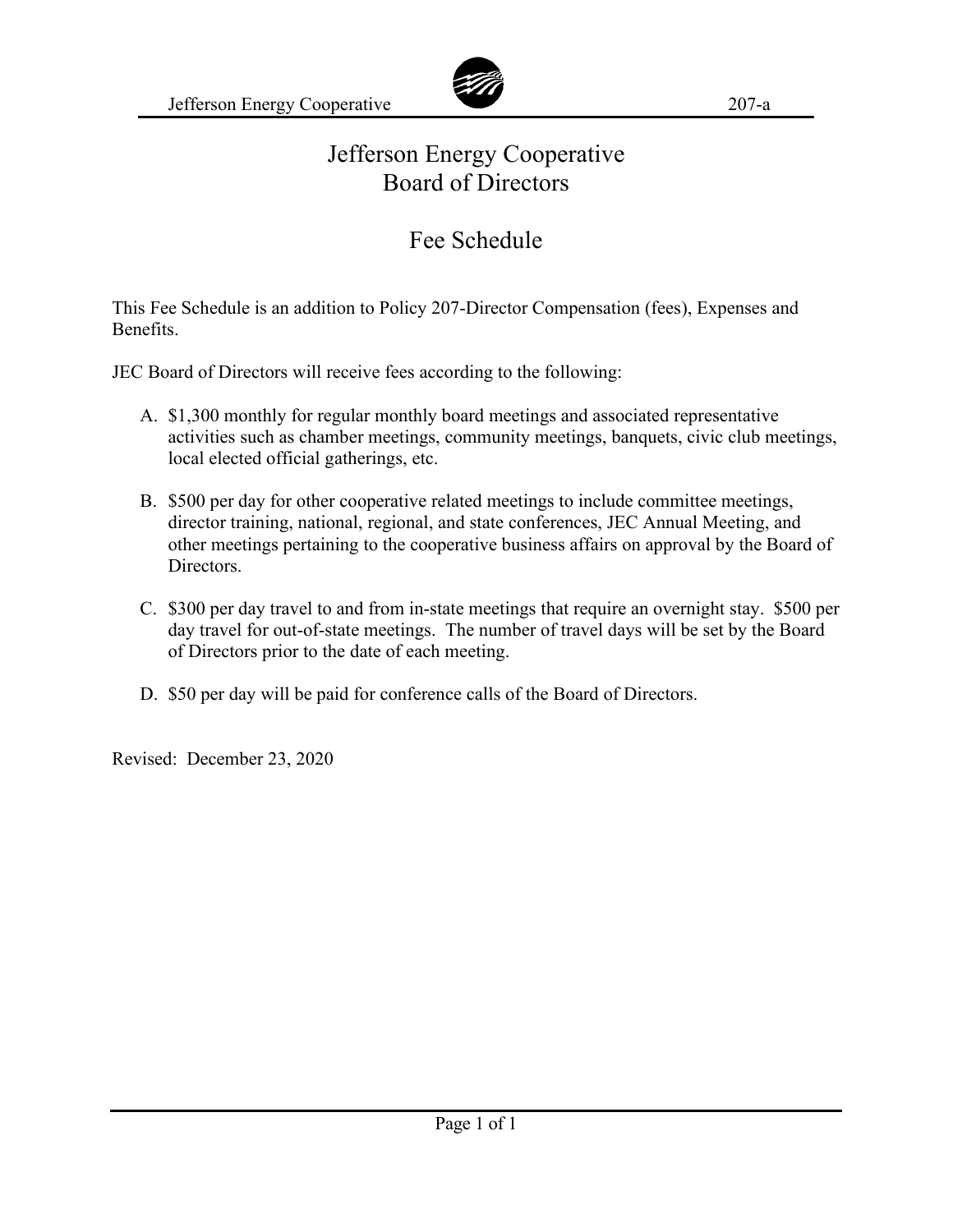# Jefferson Energy Cooperative
# Board of Directors

## Fee Schedule

This Fee Schedule is an addition to Policy 207-Director Compensation (fees), Expenses and Benefits.

JEC Board of Directors will receive fees according to the following:

A. $1,300 monthly for regular monthly board meetings and associated representative activities such as chamber meetings, community meetings, banquets, civic club meetings, local elected official gatherings, etc.

B. $500 per day for other cooperative related meetings to include committee meetings, director training, national, regional, and state conferences, JEC Annual Meeting, and other meetings pertaining to the cooperative business affairs on approval by the Board of Directors.

C. $300 per day travel to and from in-state meetings that require an overnight stay. $500 per day travel for out-of-state meetings. The number of travel days will be set by the Board of Directors prior to the date of each meeting.

D. $50 per day will be paid for conference calls of the Board of Directors.

Revised: December 23, 2020